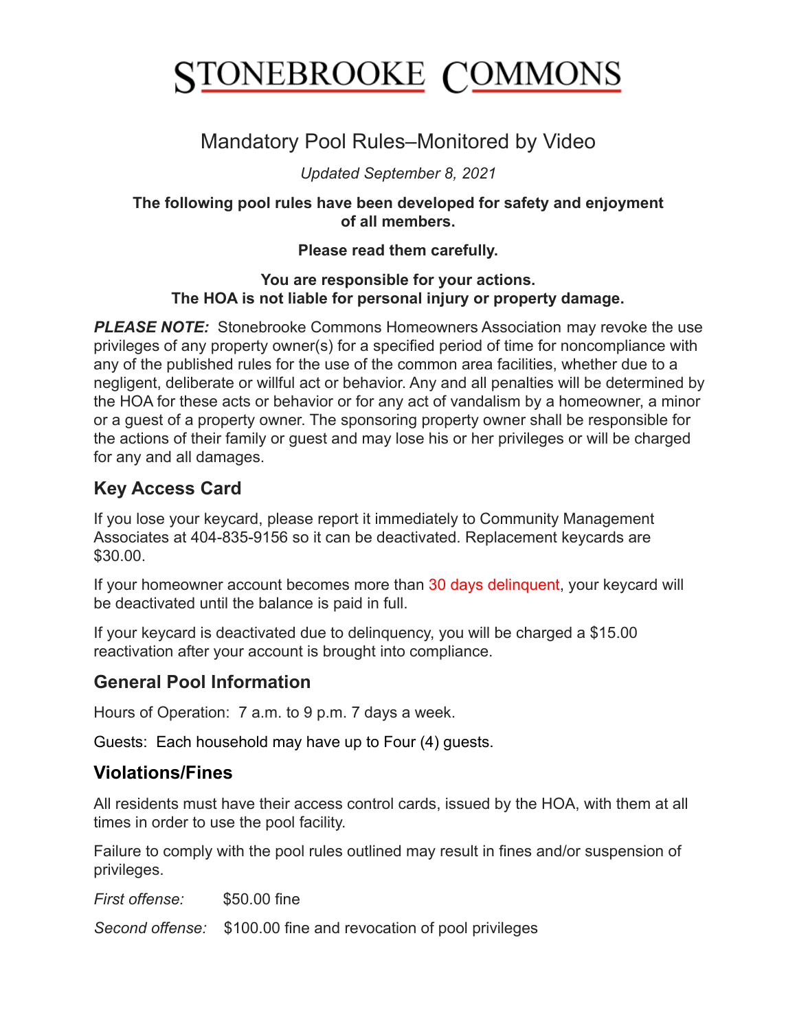# STONEBROOKE COMMONS

## Mandatory Pool Rules–Monitored by Video

*Updated September 8, 2021*

**The following pool rules have been developed for safety and enjoyment of all members.**

**Please read them carefully.**

**You are responsible for your actions.**
**The HOA is not liable for personal injury or property damage.**

***PLEASE NOTE:*** Stonebrooke Commons Homeowners Association may revoke the use privileges of any property owner(s) for a specified period of time for noncompliance with any of the published rules for the use of the common area facilities, whether due to a negligent, deliberate or willful act or behavior. Any and all penalties will be determined by the HOA for these acts or behavior or for any act of vandalism by a homeowner, a minor or a guest of a property owner. The sponsoring property owner shall be responsible for the actions of their family or guest and may lose his or her privileges or will be charged for any and all damages.

### Key Access Card

If you lose your keycard, please report it immediately to Community Management Associates at 404-835-9156 so it can be deactivated. Replacement keycards are $30.00.

If your homeowner account becomes more than 30 days delinquent, your keycard will be deactivated until the balance is paid in full.

If your keycard is deactivated due to delinquency, you will be charged a $15.00 reactivation after your account is brought into compliance.

### General Pool Information

Hours of Operation: 7 a.m. to 9 p.m. 7 days a week.

Guests: Each household may have up to Four (4) guests.

### Violations/Fines

All residents must have their access control cards, issued by the HOA, with them at all times in order to use the pool facility.

Failure to comply with the pool rules outlined may result in fines and/or suspension of privileges.

*First offense:* $50.00 fine

*Second offense:* $100.00 fine and revocation of pool privileges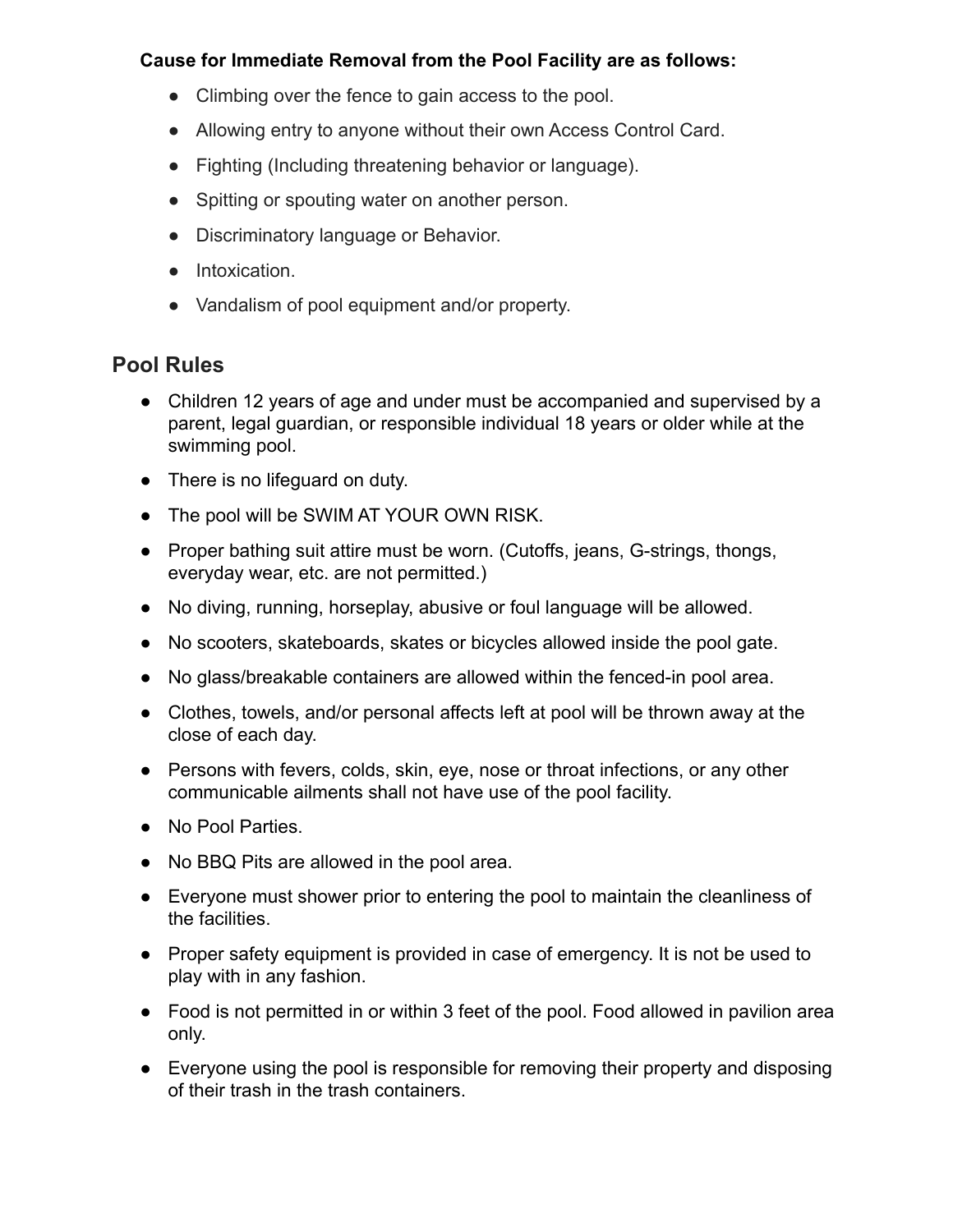**Cause for Immediate Removal from the Pool Facility are as follows:**

- Climbing over the fence to gain access to the pool.
- Allowing entry to anyone without their own Access Control Card.
- Fighting (Including threatening behavior or language).
- Spitting or spouting water on another person.
- Discriminatory language or Behavior.
- Intoxication.
- Vandalism of pool equipment and/or property.

## Pool Rules

- Children 12 years of age and under must be accompanied and supervised by a parent, legal guardian, or responsible individual 18 years or older while at the swimming pool.
- There is no lifeguard on duty.
- The pool will be SWIM AT YOUR OWN RISK.
- Proper bathing suit attire must be worn. (Cutoffs, jeans, G-strings, thongs, everyday wear, etc. are not permitted.)
- No diving, running, horseplay, abusive or foul language will be allowed.
- No scooters, skateboards, skates or bicycles allowed inside the pool gate.
- No glass/breakable containers are allowed within the fenced-in pool area.
- Clothes, towels, and/or personal affects left at pool will be thrown away at the close of each day.
- Persons with fevers, colds, skin, eye, nose or throat infections, or any other communicable ailments shall not have use of the pool facility.
- No Pool Parties.
- No BBQ Pits are allowed in the pool area.
- Everyone must shower prior to entering the pool to maintain the cleanliness of the facilities.
- Proper safety equipment is provided in case of emergency. It is not be used to play with in any fashion.
- Food is not permitted in or within 3 feet of the pool. Food allowed in pavilion area only.
- Everyone using the pool is responsible for removing their property and disposing of their trash in the trash containers.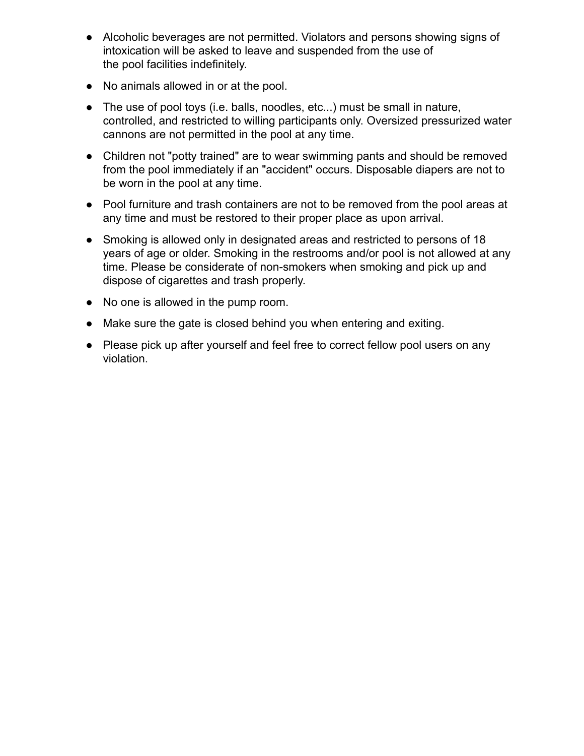- Alcoholic beverages are not permitted. Violators and persons showing signs of intoxication will be asked to leave and suspended from the use of the pool facilities indefinitely.
- No animals allowed in or at the pool.
- The use of pool toys (i.e. balls, noodles, etc...) must be small in nature, controlled, and restricted to willing participants only. Oversized pressurized water cannons are not permitted in the pool at any time.
- Children not "potty trained" are to wear swimming pants and should be removed from the pool immediately if an "accident" occurs. Disposable diapers are not to be worn in the pool at any time.
- Pool furniture and trash containers are not to be removed from the pool areas at any time and must be restored to their proper place as upon arrival.
- Smoking is allowed only in designated areas and restricted to persons of 18 years of age or older. Smoking in the restrooms and/or pool is not allowed at any time. Please be considerate of non-smokers when smoking and pick up and dispose of cigarettes and trash properly.
- No one is allowed in the pump room.
- Make sure the gate is closed behind you when entering and exiting.
- Please pick up after yourself and feel free to correct fellow pool users on any violation.